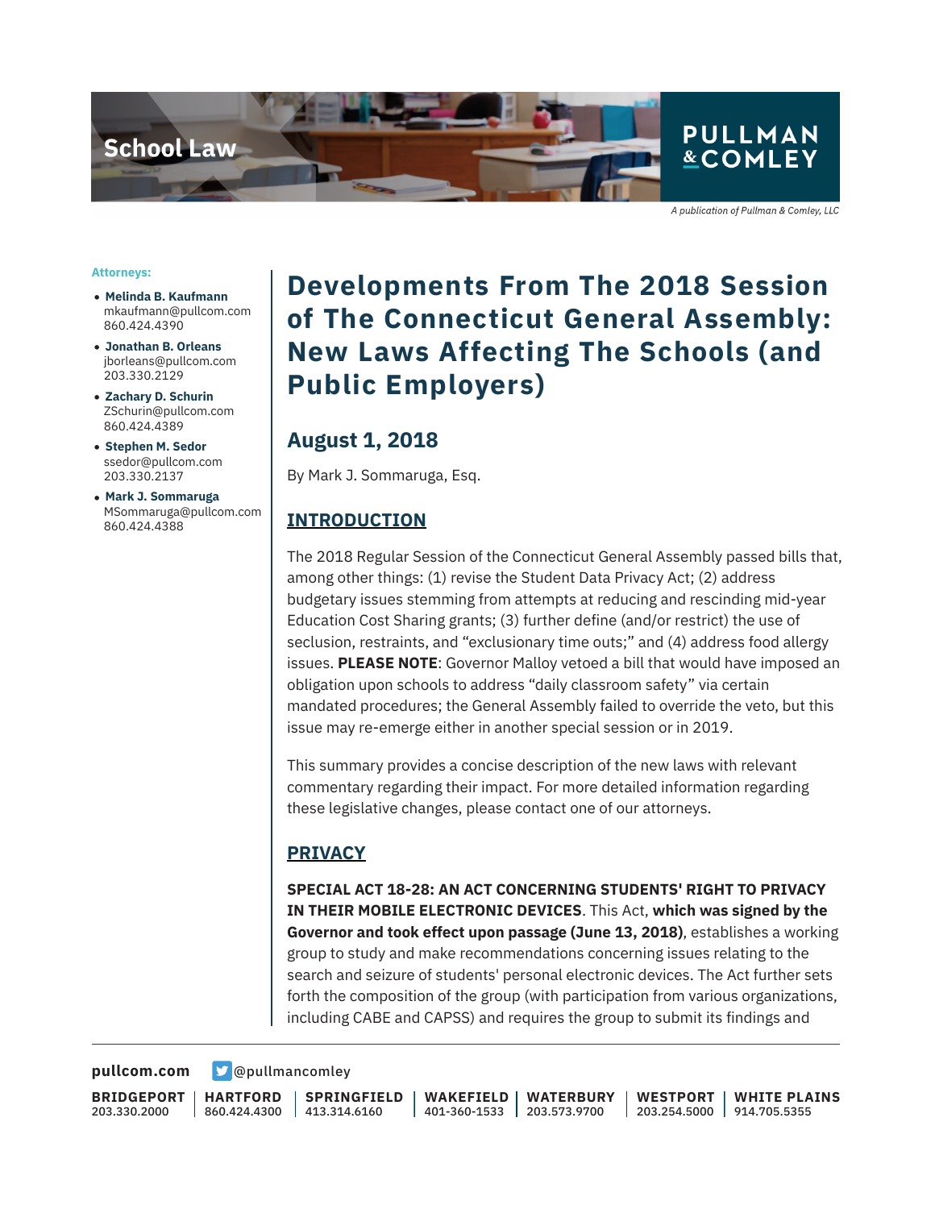School Law

PULLMAN & COMLEY

*A publication of Pullman & Comley, LLC*

**Attorneys:**

- **Melinda B. Kaufmann**
  mkaufmann@pullcom.com
  860.424.4390
- **Jonathan B. Orleans**
  jborleans@pullcom.com
  203.330.2129
- **Zachary D. Schurin**
  ZSchurin@pullcom.com
  860.424.4389
- **Stephen M. Sedor**
  ssedor@pullcom.com
  203.330.2137
- **Mark J. Sommaruga**
  MSommaruga@pullcom.com
  860.424.4388

# Developments From The 2018 Session of The Connecticut General Assembly: New Laws Affecting The Schools (and Public Employers)

## August 1, 2018

By Mark J. Sommaruga, Esq.

## INTRODUCTION

The 2018 Regular Session of the Connecticut General Assembly passed bills that, among other things: (1) revise the Student Data Privacy Act; (2) address budgetary issues stemming from attempts at reducing and rescinding mid-year Education Cost Sharing grants; (3) further define (and/or restrict) the use of seclusion, restraints, and "exclusionary time outs;" and (4) address food allergy issues. **PLEASE NOTE**: Governor Malloy vetoed a bill that would have imposed an obligation upon schools to address "daily classroom safety" via certain mandated procedures; the General Assembly failed to override the veto, but this issue may re-emerge either in another special session or in 2019.

This summary provides a concise description of the new laws with relevant commentary regarding their impact. For more detailed information regarding these legislative changes, please contact one of our attorneys.

## PRIVACY

**SPECIAL ACT 18-28: AN ACT CONCERNING STUDENTS' RIGHT TO PRIVACY IN THEIR MOBILE ELECTRONIC DEVICES**. This Act, **which was signed by the Governor and took effect upon passage (June 13, 2018)**, establishes a working group to study and make recommendations concerning issues relating to the search and seizure of students' personal electronic devices. The Act further sets forth the composition of the group (with participation from various organizations, including CABE and CAPSS) and requires the group to submit its findings and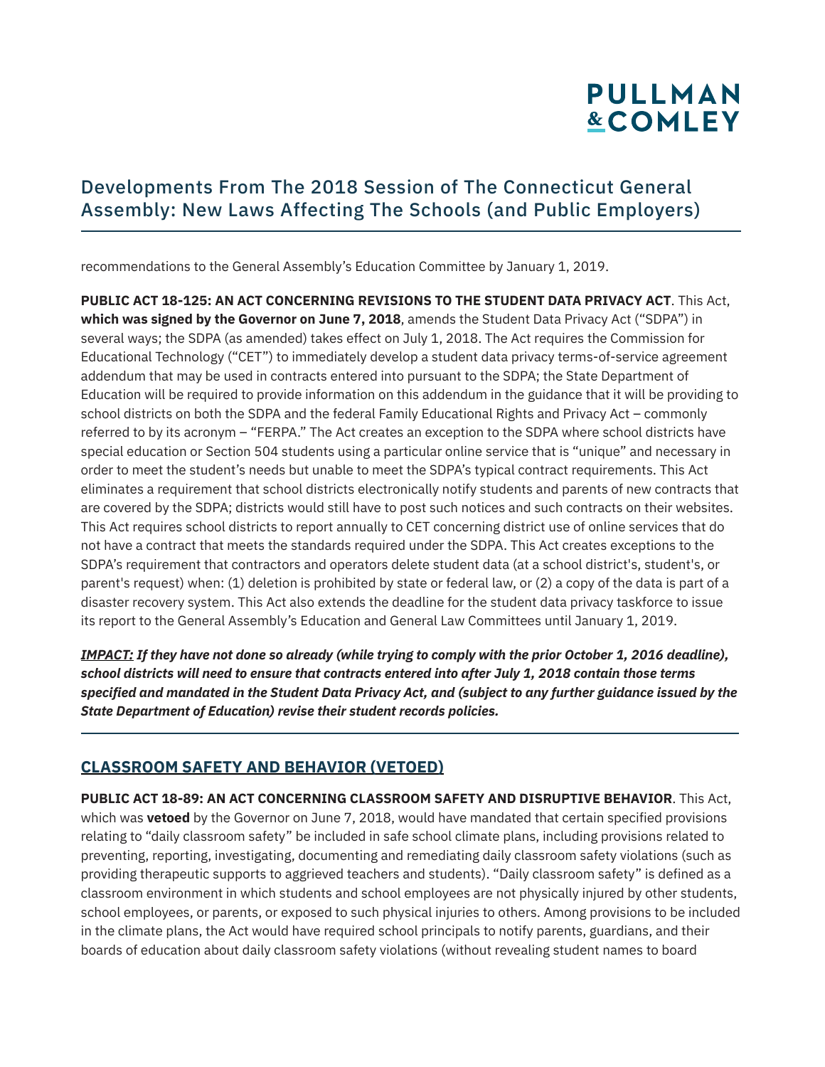recommendations to the General Assembly's Education Committee by January 1, 2019.

**PUBLIC ACT 18-125: AN ACT CONCERNING REVISIONS TO THE STUDENT DATA PRIVACY ACT**. This Act, **which was signed by the Governor on June 7, 2018**, amends the Student Data Privacy Act ("SDPA") in several ways; the SDPA (as amended) takes effect on July 1, 2018. The Act requires the Commission for Educational Technology ("CET") to immediately develop a student data privacy terms-of-service agreement addendum that may be used in contracts entered into pursuant to the SDPA; the State Department of Education will be required to provide information on this addendum in the guidance that it will be providing to school districts on both the SDPA and the federal Family Educational Rights and Privacy Act – commonly referred to by its acronym – "FERPA." The Act creates an exception to the SDPA where school districts have special education or Section 504 students using a particular online service that is "unique" and necessary in order to meet the student's needs but unable to meet the SDPA's typical contract requirements. This Act eliminates a requirement that school districts electronically notify students and parents of new contracts that are covered by the SDPA; districts would still have to post such notices and such contracts on their websites. This Act requires school districts to report annually to CET concerning district use of online services that do not have a contract that meets the standards required under the SDPA. This Act creates exceptions to the SDPA's requirement that contractors and operators delete student data (at a school district's, student's, or parent's request) when: (1) deletion is prohibited by state or federal law, or (2) a copy of the data is part of a disaster recovery system. This Act also extends the deadline for the student data privacy taskforce to issue its report to the General Assembly's Education and General Law Committees until January 1, 2019.

***IMPACT:* If they have not done so already (while trying to comply with the prior October 1, 2016 deadline), school districts will need to ensure that contracts entered into after July 1, 2018 contain those terms specified and mandated in the Student Data Privacy Act, and (subject to any further guidance issued by the State Department of Education) revise their student records policies.**

---

## CLASSROOM SAFETY AND BEHAVIOR (VETOED)

**PUBLIC ACT 18-89: AN ACT CONCERNING CLASSROOM SAFETY AND DISRUPTIVE BEHAVIOR**. This Act, which was **vetoed** by the Governor on June 7, 2018, would have mandated that certain specified provisions relating to "daily classroom safety" be included in safe school climate plans, including provisions related to preventing, reporting, investigating, documenting and remediating daily classroom safety violations (such as providing therapeutic supports to aggrieved teachers and students). "Daily classroom safety" is defined as a classroom environment in which students and school employees are not physically injured by other students, school employees, or parents, or exposed to such physical injuries to others. Among provisions to be included in the climate plans, the Act would have required school principals to notify parents, guardians, and their boards of education about daily classroom safety violations (without revealing student names to board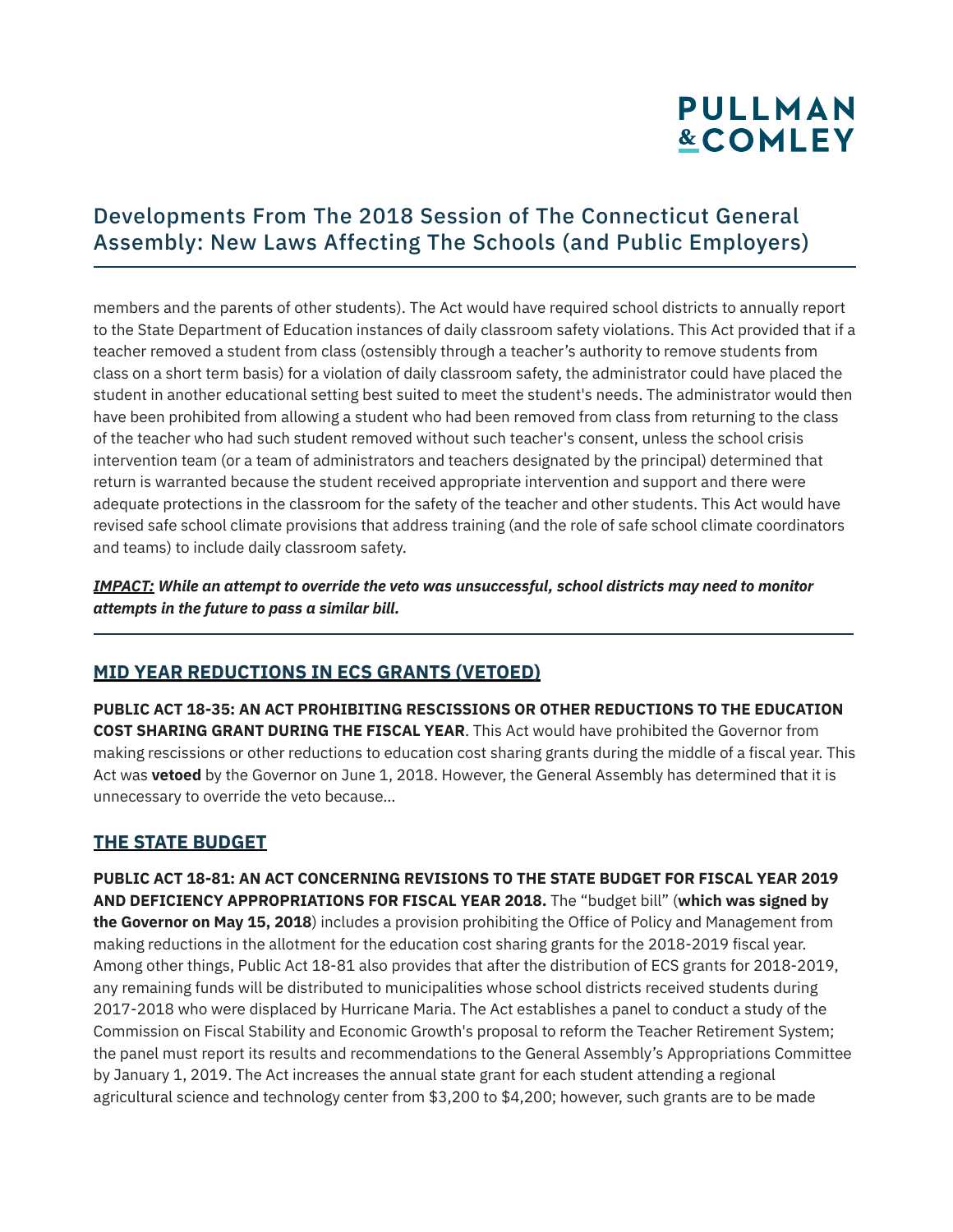members and the parents of other students). The Act would have required school districts to annually report to the State Department of Education instances of daily classroom safety violations. This Act provided that if a teacher removed a student from class (ostensibly through a teacher's authority to remove students from class on a short term basis) for a violation of daily classroom safety, the administrator could have placed the student in another educational setting best suited to meet the student's needs. The administrator would then have been prohibited from allowing a student who had been removed from class from returning to the class of the teacher who had such student removed without such teacher's consent, unless the school crisis intervention team (or a team of administrators and teachers designated by the principal) determined that return is warranted because the student received appropriate intervention and support and there were adequate protections in the classroom for the safety of the teacher and other students. This Act would have revised safe school climate provisions that address training (and the role of safe school climate coordinators and teams) to include daily classroom safety.

***IMPACT:* While an attempt to override the veto was unsuccessful, school districts may need to monitor attempts in the future to pass a similar bill.**

---

## MID YEAR REDUCTIONS IN ECS GRANTS (VETOED)

**PUBLIC ACT 18-35: AN ACT PROHIBITING RESCISSIONS OR OTHER REDUCTIONS TO THE EDUCATION COST SHARING GRANT DURING THE FISCAL YEAR**. This Act would have prohibited the Governor from making rescissions or other reductions to education cost sharing grants during the middle of a fiscal year. This Act was **vetoed** by the Governor on June 1, 2018. However, the General Assembly has determined that it is unnecessary to override the veto because...

## THE STATE BUDGET

**PUBLIC ACT 18-81: AN ACT CONCERNING REVISIONS TO THE STATE BUDGET FOR FISCAL YEAR 2019 AND DEFICIENCY APPROPRIATIONS FOR FISCAL YEAR 2018.** The "budget bill" (**which was signed by the Governor on May 15, 2018**) includes a provision prohibiting the Office of Policy and Management from making reductions in the allotment for the education cost sharing grants for the 2018-2019 fiscal year. Among other things, Public Act 18-81 also provides that after the distribution of ECS grants for 2018-2019, any remaining funds will be distributed to municipalities whose school districts received students during 2017-2018 who were displaced by Hurricane Maria. The Act establishes a panel to conduct a study of the Commission on Fiscal Stability and Economic Growth's proposal to reform the Teacher Retirement System; the panel must report its results and recommendations to the General Assembly's Appropriations Committee by January 1, 2019. The Act increases the annual state grant for each student attending a regional agricultural science and technology center from $3,200 to $4,200; however, such grants are to be made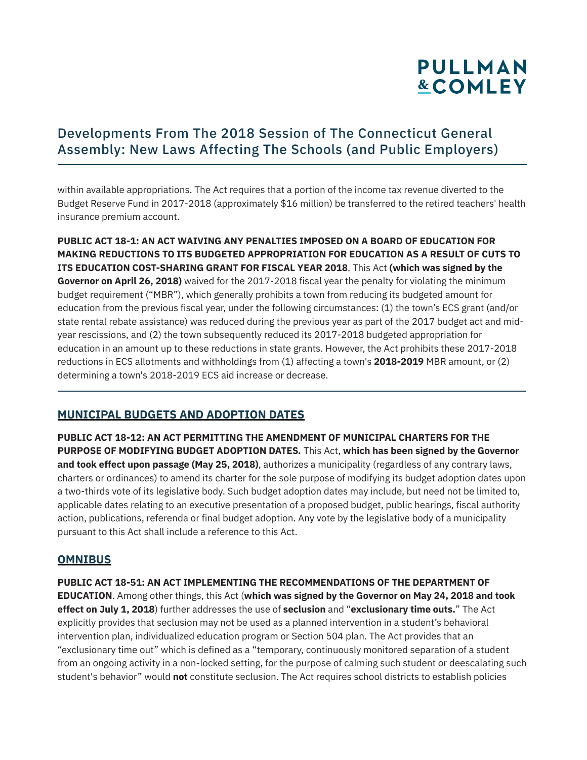within available appropriations. The Act requires that a portion of the income tax revenue diverted to the Budget Reserve Fund in 2017-2018 (approximately $16 million) be transferred to the retired teachers' health insurance premium account.

**PUBLIC ACT 18-1: AN ACT WAIVING ANY PENALTIES IMPOSED ON A BOARD OF EDUCATION FOR MAKING REDUCTIONS TO ITS BUDGETED APPROPRIATION FOR EDUCATION AS A RESULT OF CUTS TO ITS EDUCATION COST-SHARING GRANT FOR FISCAL YEAR 2018**. This Act **(which was signed by the Governor on April 26, 2018)** waived for the 2017-2018 fiscal year the penalty for violating the minimum budget requirement ("MBR"), which generally prohibits a town from reducing its budgeted amount for education from the previous fiscal year, under the following circumstances: (1) the town's ECS grant (and/or state rental rebate assistance) was reduced during the previous year as part of the 2017 budget act and mid-year rescissions, and (2) the town subsequently reduced its 2017-2018 budgeted appropriation for education in an amount up to these reductions in state grants. However, the Act prohibits these 2017-2018 reductions in ECS allotments and withholdings from (1) affecting a town's **2018-2019** MBR amount, or (2) determining a town's 2018-2019 ECS aid increase or decrease.

## MUNICIPAL BUDGETS AND ADOPTION DATES

**PUBLIC ACT 18-12: AN ACT PERMITTING THE AMENDMENT OF MUNICIPAL CHARTERS FOR THE PURPOSE OF MODIFYING BUDGET ADOPTION DATES.** This Act, **which has been signed by the Governor and took effect upon passage (May 25, 2018)**, authorizes a municipality (regardless of any contrary laws, charters or ordinances) to amend its charter for the sole purpose of modifying its budget adoption dates upon a two-thirds vote of its legislative body. Such budget adoption dates may include, but need not be limited to, applicable dates relating to an executive presentation of a proposed budget, public hearings, fiscal authority action, publications, referenda or final budget adoption. Any vote by the legislative body of a municipality pursuant to this Act shall include a reference to this Act.

## OMNIBUS

**PUBLIC ACT 18-51: AN ACT IMPLEMENTING THE RECOMMENDATIONS OF THE DEPARTMENT OF EDUCATION**. Among other things, this Act (**which was signed by the Governor on May 24, 2018 and took effect on July 1, 2018**) further addresses the use of **seclusion** and "**exclusionary time outs.**" The Act explicitly provides that seclusion may not be used as a planned intervention in a student's behavioral intervention plan, individualized education program or Section 504 plan. The Act provides that an "exclusionary time out" which is defined as a "temporary, continuously monitored separation of a student from an ongoing activity in a non-locked setting, for the purpose of calming such student or deescalating such student's behavior" would **not** constitute seclusion. The Act requires school districts to establish policies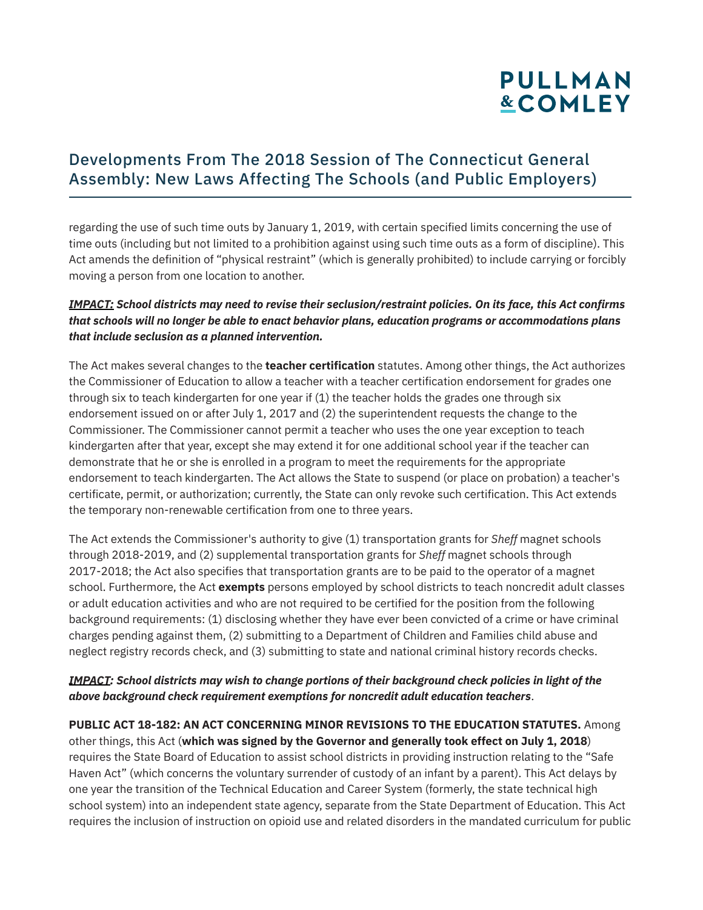regarding the use of such time outs by January 1, 2019, with certain specified limits concerning the use of time outs (including but not limited to a prohibition against using such time outs as a form of discipline). This Act amends the definition of "physical restraint" (which is generally prohibited) to include carrying or forcibly moving a person from one location to another.

***IMPACT:* School districts may need to revise their seclusion/restraint policies. On its face, this Act confirms that schools will no longer be able to enact behavior plans, education programs or accommodations plans that include seclusion as a planned intervention.**

The Act makes several changes to the **teacher certification** statutes. Among other things, the Act authorizes the Commissioner of Education to allow a teacher with a teacher certification endorsement for grades one through six to teach kindergarten for one year if (1) the teacher holds the grades one through six endorsement issued on or after July 1, 2017 and (2) the superintendent requests the change to the Commissioner. The Commissioner cannot permit a teacher who uses the one year exception to teach kindergarten after that year, except she may extend it for one additional school year if the teacher can demonstrate that he or she is enrolled in a program to meet the requirements for the appropriate endorsement to teach kindergarten. The Act allows the State to suspend (or place on probation) a teacher's certificate, permit, or authorization; currently, the State can only revoke such certification. This Act extends the temporary non-renewable certification from one to three years.

The Act extends the Commissioner's authority to give (1) transportation grants for *Sheff* magnet schools through 2018-2019, and (2) supplemental transportation grants for *Sheff* magnet schools through 2017-2018; the Act also specifies that transportation grants are to be paid to the operator of a magnet school. Furthermore, the Act **exempts** persons employed by school districts to teach noncredit adult classes or adult education activities and who are not required to be certified for the position from the following background requirements: (1) disclosing whether they have ever been convicted of a crime or have criminal charges pending against them, (2) submitting to a Department of Children and Families child abuse and neglect registry records check, and (3) submitting to state and national criminal history records checks.

***IMPACT*: School districts may wish to change portions of their background check policies in light of the above background check requirement exemptions for noncredit adult education teachers**.

**PUBLIC ACT 18-182: AN ACT CONCERNING MINOR REVISIONS TO THE EDUCATION STATUTES.** Among other things, this Act (**which was signed by the Governor and generally took effect on July 1, 2018**) requires the State Board of Education to assist school districts in providing instruction relating to the "Safe Haven Act" (which concerns the voluntary surrender of custody of an infant by a parent). This Act delays by one year the transition of the Technical Education and Career System (formerly, the state technical high school system) into an independent state agency, separate from the State Department of Education. This Act requires the inclusion of instruction on opioid use and related disorders in the mandated curriculum for public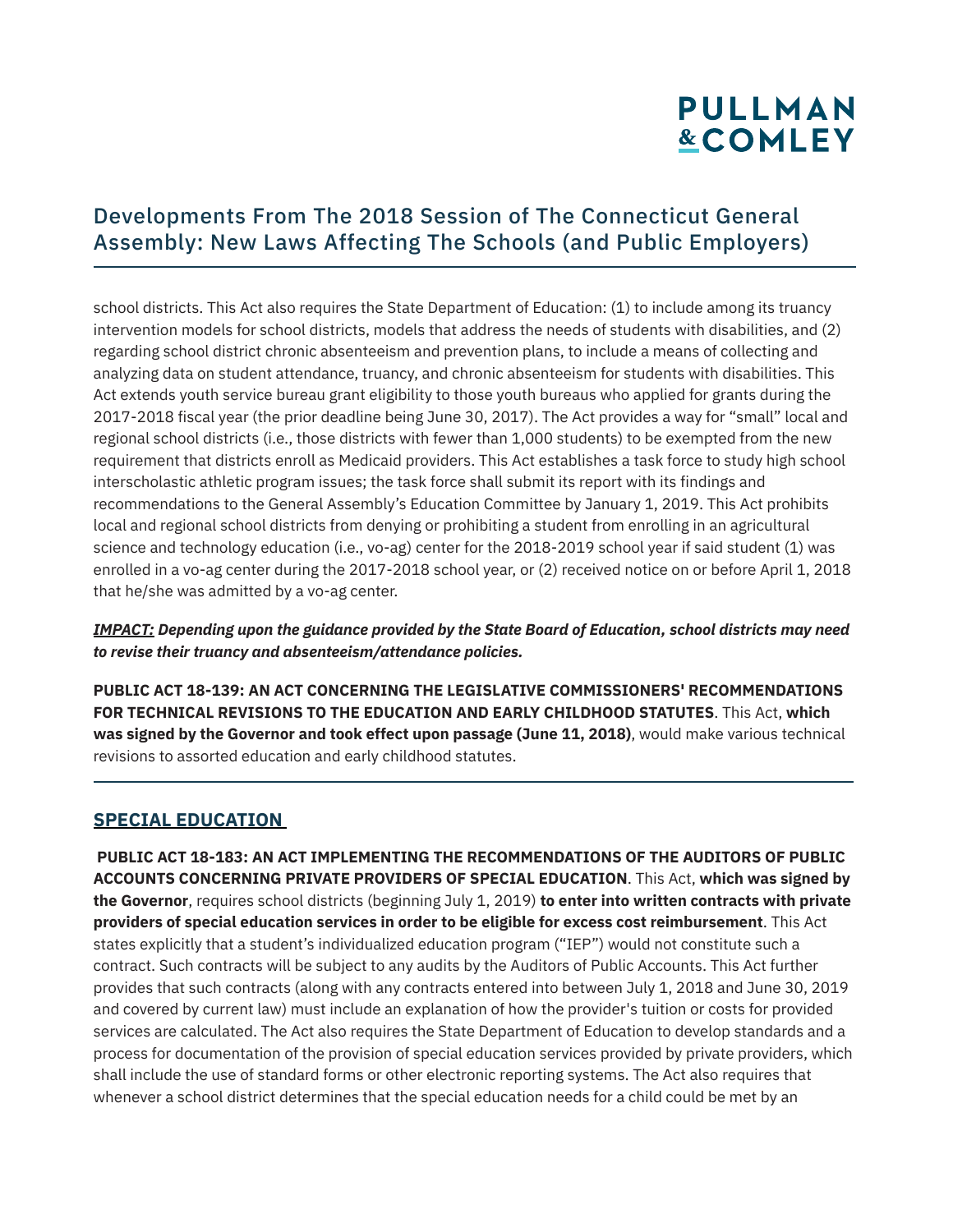school districts. This Act also requires the State Department of Education: (1) to include among its truancy intervention models for school districts, models that address the needs of students with disabilities, and (2) regarding school district chronic absenteeism and prevention plans, to include a means of collecting and analyzing data on student attendance, truancy, and chronic absenteeism for students with disabilities. This Act extends youth service bureau grant eligibility to those youth bureaus who applied for grants during the 2017-2018 fiscal year (the prior deadline being June 30, 2017). The Act provides a way for "small" local and regional school districts (i.e., those districts with fewer than 1,000 students) to be exempted from the new requirement that districts enroll as Medicaid providers. This Act establishes a task force to study high school interscholastic athletic program issues; the task force shall submit its report with its findings and recommendations to the General Assembly's Education Committee by January 1, 2019. This Act prohibits local and regional school districts from denying or prohibiting a student from enrolling in an agricultural science and technology education (i.e., vo-ag) center for the 2018-2019 school year if said student (1) was enrolled in a vo-ag center during the 2017-2018 school year, or (2) received notice on or before April 1, 2018 that he/she was admitted by a vo-ag center.

***IMPACT:* Depending upon the guidance provided by the State Board of Education, school districts may need to revise their truancy and absenteeism/attendance policies.**

**PUBLIC ACT 18-139: AN ACT CONCERNING THE LEGISLATIVE COMMISSIONERS' RECOMMENDATIONS FOR TECHNICAL REVISIONS TO THE EDUCATION AND EARLY CHILDHOOD STATUTES**. This Act, **which was signed by the Governor and took effect upon passage (June 11, 2018)**, would make various technical revisions to assorted education and early childhood statutes.

---

## SPECIAL EDUCATION

**PUBLIC ACT 18-183: AN ACT IMPLEMENTING THE RECOMMENDATIONS OF THE AUDITORS OF PUBLIC ACCOUNTS CONCERNING PRIVATE PROVIDERS OF SPECIAL EDUCATION**. This Act, **which was signed by the Governor**, requires school districts (beginning July 1, 2019) **to enter into written contracts with private providers of special education services in order to be eligible for excess cost reimbursement**. This Act states explicitly that a student's individualized education program ("IEP") would not constitute such a contract. Such contracts will be subject to any audits by the Auditors of Public Accounts. This Act further provides that such contracts (along with any contracts entered into between July 1, 2018 and June 30, 2019 and covered by current law) must include an explanation of how the provider's tuition or costs for provided services are calculated. The Act also requires the State Department of Education to develop standards and a process for documentation of the provision of special education services provided by private providers, which shall include the use of standard forms or other electronic reporting systems. The Act also requires that whenever a school district determines that the special education needs for a child could be met by an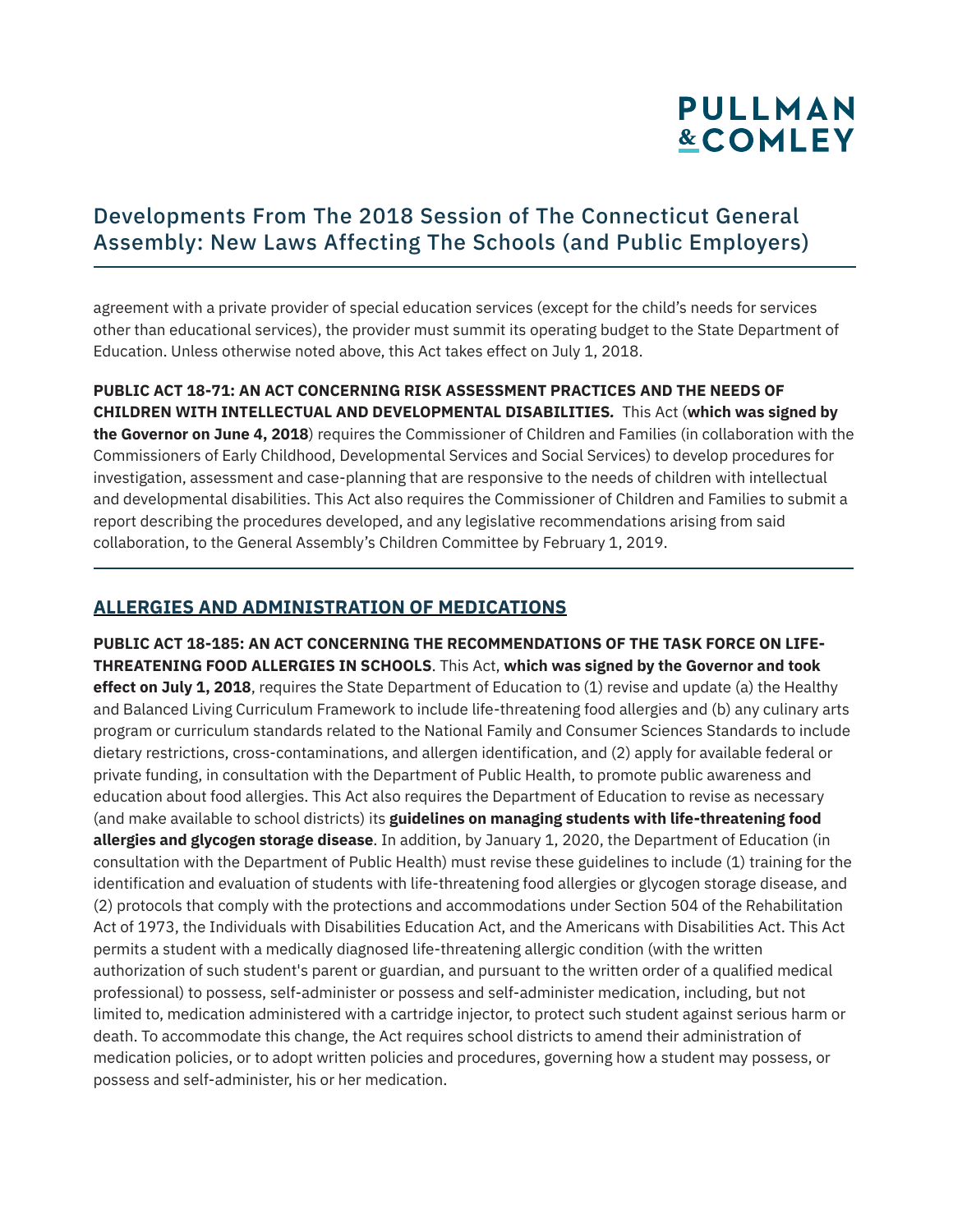agreement with a private provider of special education services (except for the child's needs for services other than educational services), the provider must summit its operating budget to the State Department of Education. Unless otherwise noted above, this Act takes effect on July 1, 2018.

**PUBLIC ACT 18-71: AN ACT CONCERNING RISK ASSESSMENT PRACTICES AND THE NEEDS OF CHILDREN WITH INTELLECTUAL AND DEVELOPMENTAL DISABILITIES.** This Act (**which was signed by the Governor on June 4, 2018**) requires the Commissioner of Children and Families (in collaboration with the Commissioners of Early Childhood, Developmental Services and Social Services) to develop procedures for investigation, assessment and case-planning that are responsive to the needs of children with intellectual and developmental disabilities. This Act also requires the Commissioner of Children and Families to submit a report describing the procedures developed, and any legislative recommendations arising from said collaboration, to the General Assembly's Children Committee by February 1, 2019.

---

## ALLERGIES AND ADMINISTRATION OF MEDICATIONS

**PUBLIC ACT 18-185: AN ACT CONCERNING THE RECOMMENDATIONS OF THE TASK FORCE ON LIFE-THREATENING FOOD ALLERGIES IN SCHOOLS**. This Act, **which was signed by the Governor and took effect on July 1, 2018**, requires the State Department of Education to (1) revise and update (a) the Healthy and Balanced Living Curriculum Framework to include life-threatening food allergies and (b) any culinary arts program or curriculum standards related to the National Family and Consumer Sciences Standards to include dietary restrictions, cross-contaminations, and allergen identification, and (2) apply for available federal or private funding, in consultation with the Department of Public Health, to promote public awareness and education about food allergies. This Act also requires the Department of Education to revise as necessary (and make available to school districts) its **guidelines on managing students with life-threatening food allergies and glycogen storage disease**. In addition, by January 1, 2020, the Department of Education (in consultation with the Department of Public Health) must revise these guidelines to include (1) training for the identification and evaluation of students with life-threatening food allergies or glycogen storage disease, and (2) protocols that comply with the protections and accommodations under Section 504 of the Rehabilitation Act of 1973, the Individuals with Disabilities Education Act, and the Americans with Disabilities Act. This Act permits a student with a medically diagnosed life-threatening allergic condition (with the written authorization of such student's parent or guardian, and pursuant to the written order of a qualified medical professional) to possess, self-administer or possess and self-administer medication, including, but not limited to, medication administered with a cartridge injector, to protect such student against serious harm or death. To accommodate this change, the Act requires school districts to amend their administration of medication policies, or to adopt written policies and procedures, governing how a student may possess, or possess and self-administer, his or her medication.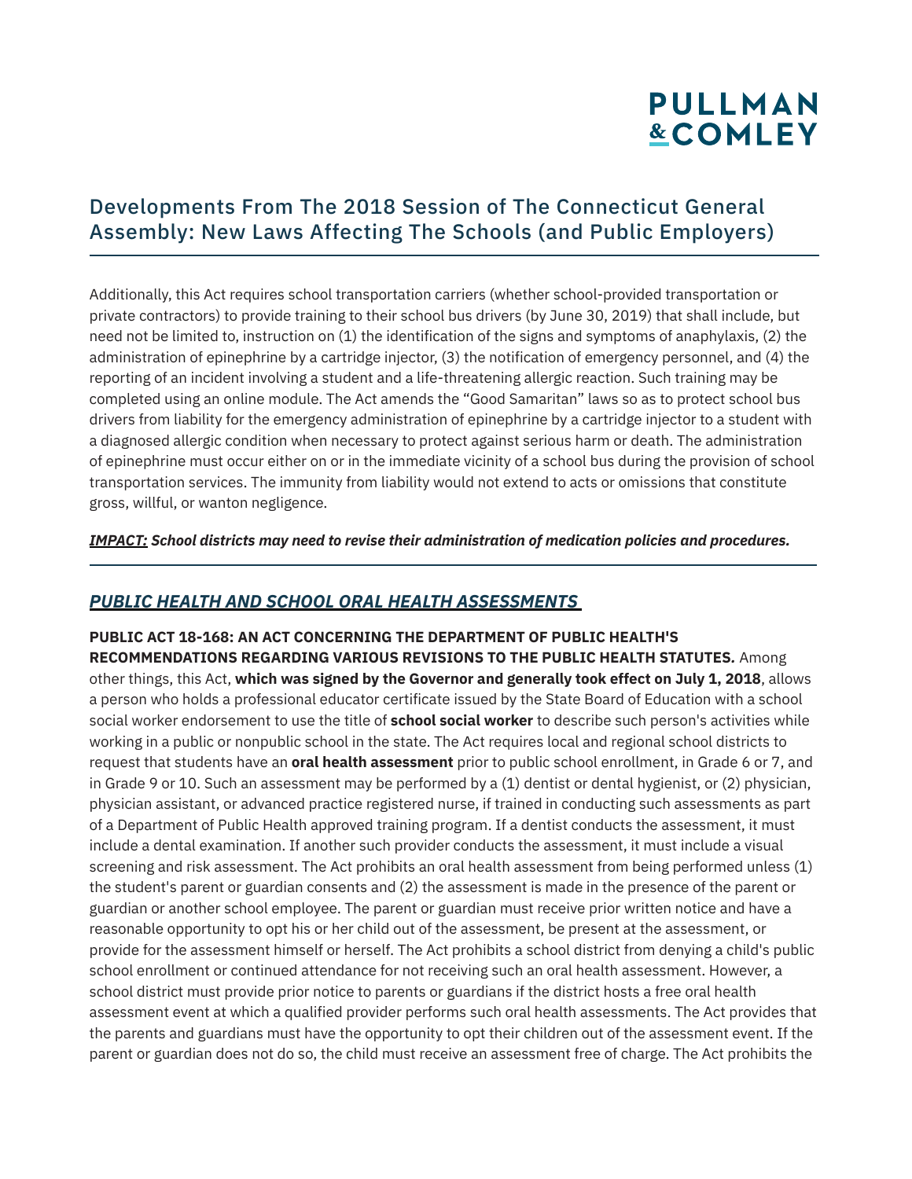Additionally, this Act requires school transportation carriers (whether school-provided transportation or private contractors) to provide training to their school bus drivers (by June 30, 2019) that shall include, but need not be limited to, instruction on (1) the identification of the signs and symptoms of anaphylaxis, (2) the administration of epinephrine by a cartridge injector, (3) the notification of emergency personnel, and (4) the reporting of an incident involving a student and a life-threatening allergic reaction. Such training may be completed using an online module. The Act amends the "Good Samaritan" laws so as to protect school bus drivers from liability for the emergency administration of epinephrine by a cartridge injector to a student with a diagnosed allergic condition when necessary to protect against serious harm or death. The administration of epinephrine must occur either on or in the immediate vicinity of a school bus during the provision of school transportation services. The immunity from liability would not extend to acts or omissions that constitute gross, willful, or wanton negligence.

***IMPACT:* School districts may need to revise their administration of medication policies and procedures.**

---

## *PUBLIC HEALTH AND SCHOOL ORAL HEALTH ASSESSMENTS*

**PUBLIC ACT 18-168: AN ACT CONCERNING THE DEPARTMENT OF PUBLIC HEALTH'S RECOMMENDATIONS REGARDING VARIOUS REVISIONS TO THE PUBLIC HEALTH STATUTES.** Among other things, this Act, **which was signed by the Governor and generally took effect on July 1, 2018**, allows a person who holds a professional educator certificate issued by the State Board of Education with a school social worker endorsement to use the title of **school social worker** to describe such person's activities while working in a public or nonpublic school in the state. The Act requires local and regional school districts to request that students have an **oral health assessment** prior to public school enrollment, in Grade 6 or 7, and in Grade 9 or 10. Such an assessment may be performed by a (1) dentist or dental hygienist, or (2) physician, physician assistant, or advanced practice registered nurse, if trained in conducting such assessments as part of a Department of Public Health approved training program. If a dentist conducts the assessment, it must include a dental examination. If another such provider conducts the assessment, it must include a visual screening and risk assessment. The Act prohibits an oral health assessment from being performed unless (1) the student's parent or guardian consents and (2) the assessment is made in the presence of the parent or guardian or another school employee. The parent or guardian must receive prior written notice and have a reasonable opportunity to opt his or her child out of the assessment, be present at the assessment, or provide for the assessment himself or herself. The Act prohibits a school district from denying a child's public school enrollment or continued attendance for not receiving such an oral health assessment. However, a school district must provide prior notice to parents or guardians if the district hosts a free oral health assessment event at which a qualified provider performs such oral health assessments. The Act provides that the parents and guardians must have the opportunity to opt their children out of the assessment event. If the parent or guardian does not do so, the child must receive an assessment free of charge. The Act prohibits the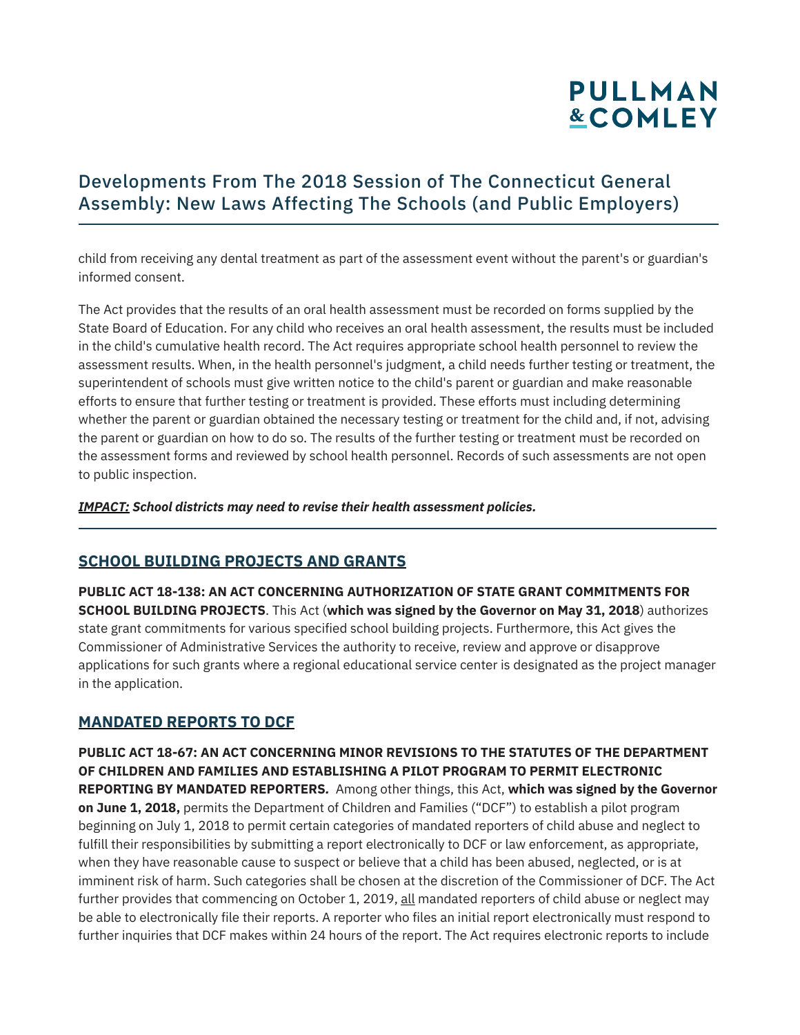child from receiving any dental treatment as part of the assessment event without the parent's or guardian's informed consent.

The Act provides that the results of an oral health assessment must be recorded on forms supplied by the State Board of Education. For any child who receives an oral health assessment, the results must be included in the child's cumulative health record. The Act requires appropriate school health personnel to review the assessment results. When, in the health personnel's judgment, a child needs further testing or treatment, the superintendent of schools must give written notice to the child's parent or guardian and make reasonable efforts to ensure that further testing or treatment is provided. These efforts must including determining whether the parent or guardian obtained the necessary testing or treatment for the child and, if not, advising the parent or guardian on how to do so. The results of the further testing or treatment must be recorded on the assessment forms and reviewed by school health personnel. Records of such assessments are not open to public inspection.

***IMPACT:* School districts may need to revise their health assessment policies.**

---

## SCHOOL BUILDING PROJECTS AND GRANTS

**PUBLIC ACT 18-138: AN ACT CONCERNING AUTHORIZATION OF STATE GRANT COMMITMENTS FOR SCHOOL BUILDING PROJECTS**. This Act (**which was signed by the Governor on May 31, 2018**) authorizes state grant commitments for various specified school building projects. Furthermore, this Act gives the Commissioner of Administrative Services the authority to receive, review and approve or disapprove applications for such grants where a regional educational service center is designated as the project manager in the application.

## MANDATED REPORTS TO DCF

**PUBLIC ACT 18-67: AN ACT CONCERNING MINOR REVISIONS TO THE STATUTES OF THE DEPARTMENT OF CHILDREN AND FAMILIES AND ESTABLISHING A PILOT PROGRAM TO PERMIT ELECTRONIC REPORTING BY MANDATED REPORTERS.** Among other things, this Act, **which was signed by the Governor on June 1, 2018,** permits the Department of Children and Families ("DCF") to establish a pilot program beginning on July 1, 2018 to permit certain categories of mandated reporters of child abuse and neglect to fulfill their responsibilities by submitting a report electronically to DCF or law enforcement, as appropriate, when they have reasonable cause to suspect or believe that a child has been abused, neglected, or is at imminent risk of harm. Such categories shall be chosen at the discretion of the Commissioner of DCF. The Act further provides that commencing on October 1, 2019, all mandated reporters of child abuse or neglect may be able to electronically file their reports. A reporter who files an initial report electronically must respond to further inquiries that DCF makes within 24 hours of the report. The Act requires electronic reports to include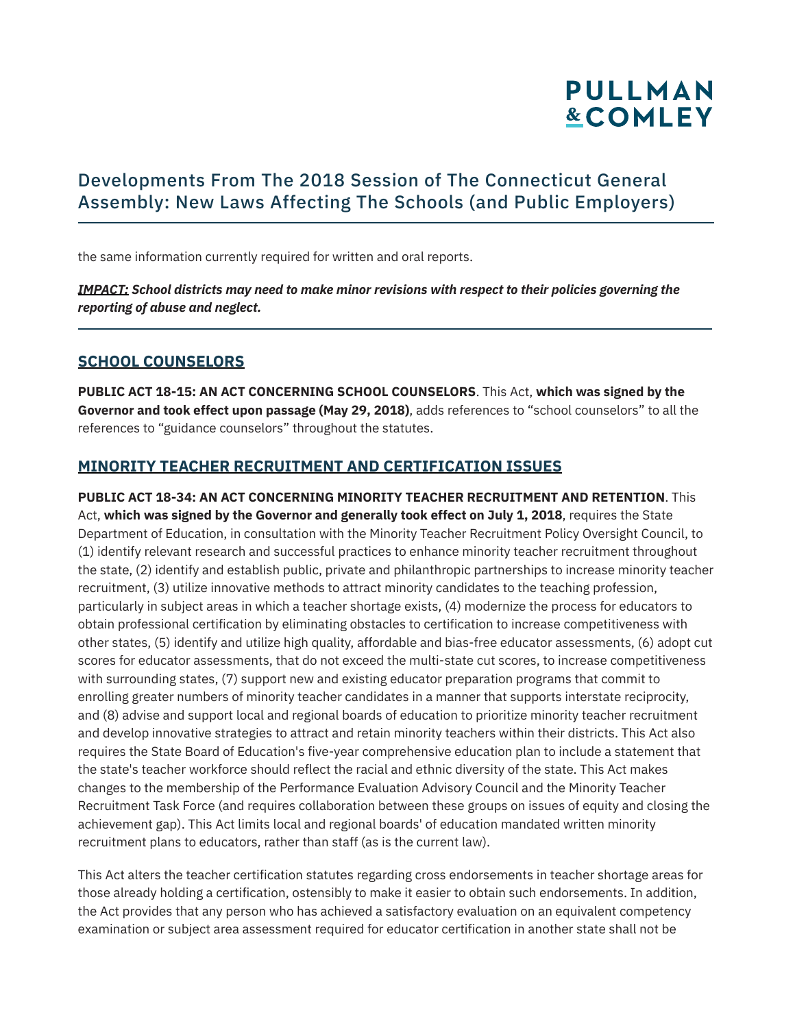the same information currently required for written and oral reports.

***IMPACT:* School districts may need to make minor revisions with respect to their policies governing the reporting of abuse and neglect.**

---

## SCHOOL COUNSELORS

**PUBLIC ACT 18-15: AN ACT CONCERNING SCHOOL COUNSELORS**. This Act, **which was signed by the Governor and took effect upon passage (May 29, 2018)**, adds references to "school counselors" to all the references to "guidance counselors" throughout the statutes.

## MINORITY TEACHER RECRUITMENT AND CERTIFICATION ISSUES

**PUBLIC ACT 18-34: AN ACT CONCERNING MINORITY TEACHER RECRUITMENT AND RETENTION**. This Act, **which was signed by the Governor and generally took effect on July 1, 2018**, requires the State Department of Education, in consultation with the Minority Teacher Recruitment Policy Oversight Council, to (1) identify relevant research and successful practices to enhance minority teacher recruitment throughout the state, (2) identify and establish public, private and philanthropic partnerships to increase minority teacher recruitment, (3) utilize innovative methods to attract minority candidates to the teaching profession, particularly in subject areas in which a teacher shortage exists, (4) modernize the process for educators to obtain professional certification by eliminating obstacles to certification to increase competitiveness with other states, (5) identify and utilize high quality, affordable and bias-free educator assessments, (6) adopt cut scores for educator assessments, that do not exceed the multi-state cut scores, to increase competitiveness with surrounding states, (7) support new and existing educator preparation programs that commit to enrolling greater numbers of minority teacher candidates in a manner that supports interstate reciprocity, and (8) advise and support local and regional boards of education to prioritize minority teacher recruitment and develop innovative strategies to attract and retain minority teachers within their districts. This Act also requires the State Board of Education's five-year comprehensive education plan to include a statement that the state's teacher workforce should reflect the racial and ethnic diversity of the state. This Act makes changes to the membership of the Performance Evaluation Advisory Council and the Minority Teacher Recruitment Task Force (and requires collaboration between these groups on issues of equity and closing the achievement gap). This Act limits local and regional boards' of education mandated written minority recruitment plans to educators, rather than staff (as is the current law).

This Act alters the teacher certification statutes regarding cross endorsements in teacher shortage areas for those already holding a certification, ostensibly to make it easier to obtain such endorsements. In addition, the Act provides that any person who has achieved a satisfactory evaluation on an equivalent competency examination or subject area assessment required for educator certification in another state shall not be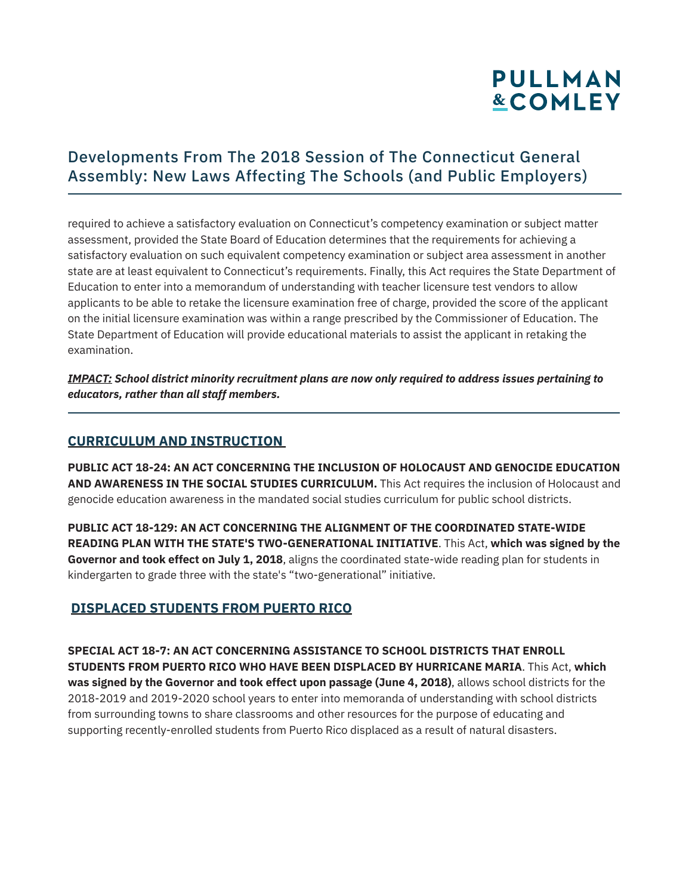required to achieve a satisfactory evaluation on Connecticut's competency examination or subject matter assessment, provided the State Board of Education determines that the requirements for achieving a satisfactory evaluation on such equivalent competency examination or subject area assessment in another state are at least equivalent to Connecticut's requirements. Finally, this Act requires the State Department of Education to enter into a memorandum of understanding with teacher licensure test vendors to allow applicants to be able to retake the licensure examination free of charge, provided the score of the applicant on the initial licensure examination was within a range prescribed by the Commissioner of Education. The State Department of Education will provide educational materials to assist the applicant in retaking the examination.

***IMPACT:* School district minority recruitment plans are now only required to address issues pertaining to educators, rather than all staff members.**

---

## CURRICULUM AND INSTRUCTION

**PUBLIC ACT 18-24: AN ACT CONCERNING THE INCLUSION OF HOLOCAUST AND GENOCIDE EDUCATION AND AWARENESS IN THE SOCIAL STUDIES CURRICULUM.** This Act requires the inclusion of Holocaust and genocide education awareness in the mandated social studies curriculum for public school districts.

**PUBLIC ACT 18-129: AN ACT CONCERNING THE ALIGNMENT OF THE COORDINATED STATE-WIDE READING PLAN WITH THE STATE'S TWO-GENERATIONAL INITIATIVE**. This Act, **which was signed by the Governor and took effect on July 1, 2018**, aligns the coordinated state-wide reading plan for students in kindergarten to grade three with the state's "two-generational" initiative.

## DISPLACED STUDENTS FROM PUERTO RICO

**SPECIAL ACT 18-7: AN ACT CONCERNING ASSISTANCE TO SCHOOL DISTRICTS THAT ENROLL STUDENTS FROM PUERTO RICO WHO HAVE BEEN DISPLACED BY HURRICANE MARIA**. This Act, **which was signed by the Governor and took effect upon passage (June 4, 2018)**, allows school districts for the 2018-2019 and 2019-2020 school years to enter into memoranda of understanding with school districts from surrounding towns to share classrooms and other resources for the purpose of educating and supporting recently-enrolled students from Puerto Rico displaced as a result of natural disasters.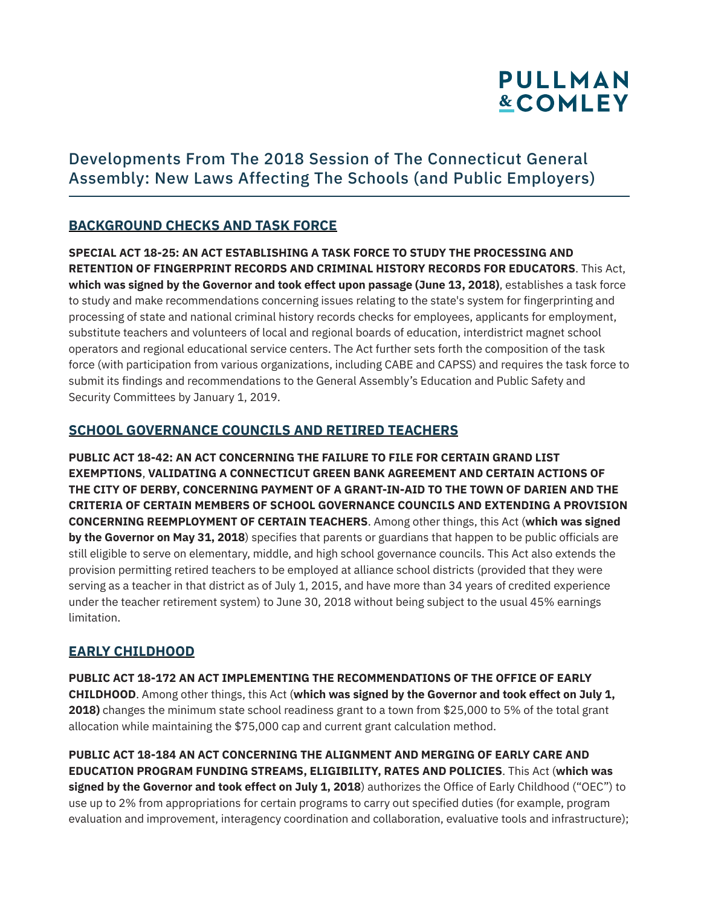# Developments From The 2018 Session of The Connecticut General Assembly: New Laws Affecting The Schools (and Public Employers)

## BACKGROUND CHECKS AND TASK FORCE

**SPECIAL ACT 18-25: AN ACT ESTABLISHING A TASK FORCE TO STUDY THE PROCESSING AND RETENTION OF FINGERPRINT RECORDS AND CRIMINAL HISTORY RECORDS FOR EDUCATORS**. This Act, **which was signed by the Governor and took effect upon passage (June 13, 2018)**, establishes a task force to study and make recommendations concerning issues relating to the state's system for fingerprinting and processing of state and national criminal history records checks for employees, applicants for employment, substitute teachers and volunteers of local and regional boards of education, interdistrict magnet school operators and regional educational service centers. The Act further sets forth the composition of the task force (with participation from various organizations, including CABE and CAPSS) and requires the task force to submit its findings and recommendations to the General Assembly's Education and Public Safety and Security Committees by January 1, 2019.

## SCHOOL GOVERNANCE COUNCILS AND RETIRED TEACHERS

**PUBLIC ACT 18-42: AN ACT CONCERNING THE FAILURE TO FILE FOR CERTAIN GRAND LIST EXEMPTIONS**, **VALIDATING A CONNECTICUT GREEN BANK AGREEMENT AND CERTAIN ACTIONS OF THE CITY OF DERBY, CONCERNING PAYMENT OF A GRANT-IN-AID TO THE TOWN OF DARIEN AND THE CRITERIA OF CERTAIN MEMBERS OF SCHOOL GOVERNANCE COUNCILS AND EXTENDING A PROVISION CONCERNING REEMPLOYMENT OF CERTAIN TEACHERS**. Among other things, this Act (**which was signed by the Governor on May 31, 2018**) specifies that parents or guardians that happen to be public officials are still eligible to serve on elementary, middle, and high school governance councils. This Act also extends the provision permitting retired teachers to be employed at alliance school districts (provided that they were serving as a teacher in that district as of July 1, 2015, and have more than 34 years of credited experience under the teacher retirement system) to June 30, 2018 without being subject to the usual 45% earnings limitation.

## EARLY CHILDHOOD

**PUBLIC ACT 18-172 AN ACT IMPLEMENTING THE RECOMMENDATIONS OF THE OFFICE OF EARLY CHILDHOOD**. Among other things, this Act (**which was signed by the Governor and took effect on July 1, 2018)** changes the minimum state school readiness grant to a town from $25,000 to 5% of the total grant allocation while maintaining the $75,000 cap and current grant calculation method.

**PUBLIC ACT 18-184 AN ACT CONCERNING THE ALIGNMENT AND MERGING OF EARLY CARE AND EDUCATION PROGRAM FUNDING STREAMS, ELIGIBILITY, RATES AND POLICIES**. This Act (**which was signed by the Governor and took effect on July 1, 2018**) authorizes the Office of Early Childhood ("OEC") to use up to 2% from appropriations for certain programs to carry out specified duties (for example, program evaluation and improvement, interagency coordination and collaboration, evaluative tools and infrastructure);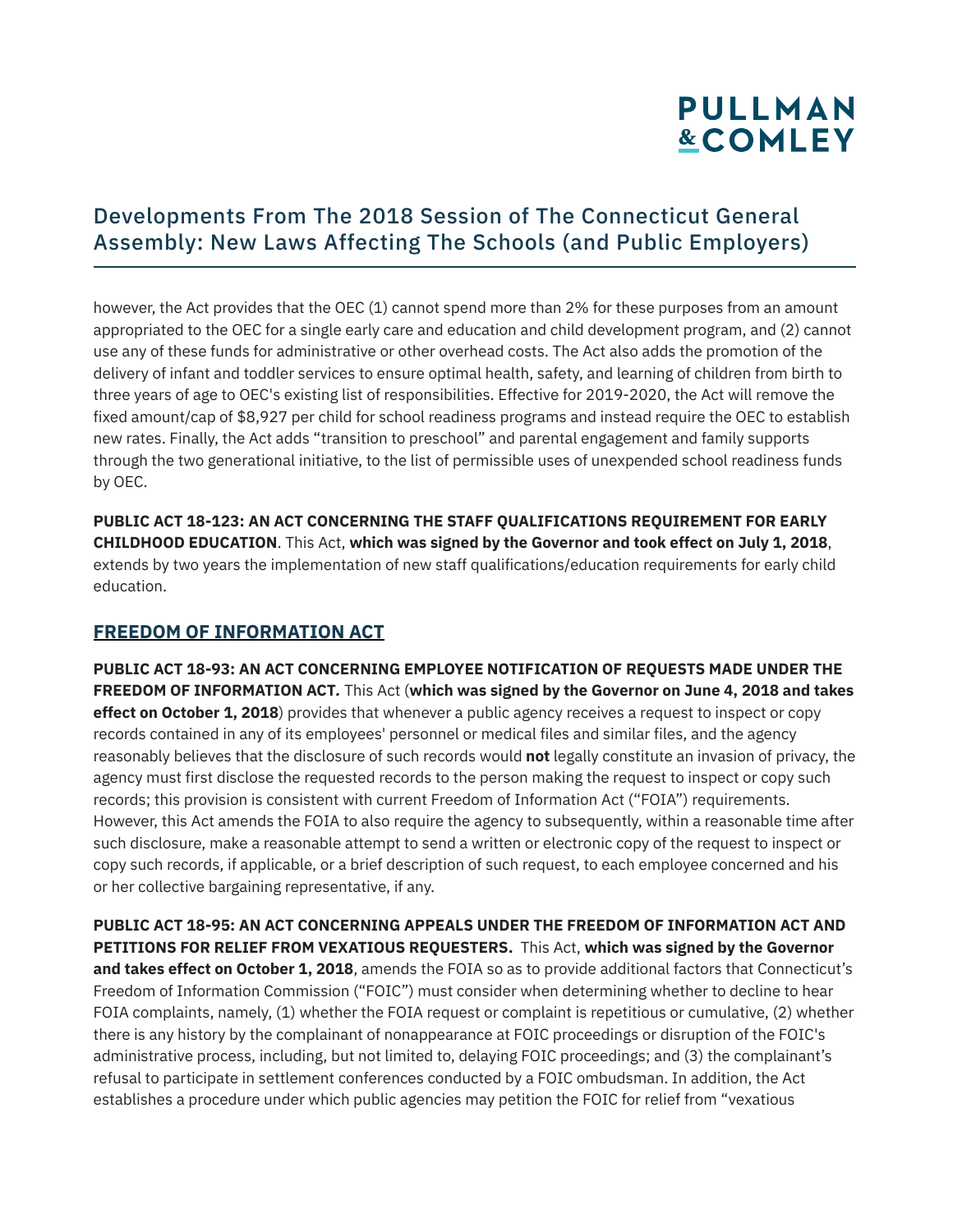however, the Act provides that the OEC (1) cannot spend more than 2% for these purposes from an amount appropriated to the OEC for a single early care and education and child development program, and (2) cannot use any of these funds for administrative or other overhead costs. The Act also adds the promotion of the delivery of infant and toddler services to ensure optimal health, safety, and learning of children from birth to three years of age to OEC's existing list of responsibilities. Effective for 2019-2020, the Act will remove the fixed amount/cap of $8,927 per child for school readiness programs and instead require the OEC to establish new rates. Finally, the Act adds "transition to preschool" and parental engagement and family supports through the two generational initiative, to the list of permissible uses of unexpended school readiness funds by OEC.

**PUBLIC ACT 18-123: AN ACT CONCERNING THE STAFF QUALIFICATIONS REQUIREMENT FOR EARLY CHILDHOOD EDUCATION**. This Act, **which was signed by the Governor and took effect on July 1, 2018**, extends by two years the implementation of new staff qualifications/education requirements for early child education.

## FREEDOM OF INFORMATION ACT

**PUBLIC ACT 18-93: AN ACT CONCERNING EMPLOYEE NOTIFICATION OF REQUESTS MADE UNDER THE FREEDOM OF INFORMATION ACT***.* This Act (**which was signed by the Governor on June 4, 2018 and takes effect on October 1, 2018**) provides that whenever a public agency receives a request to inspect or copy records contained in any of its employees' personnel or medical files and similar files, and the agency reasonably believes that the disclosure of such records would **not** legally constitute an invasion of privacy, the agency must first disclose the requested records to the person making the request to inspect or copy such records; this provision is consistent with current Freedom of Information Act ("FOIA") requirements. However, this Act amends the FOIA to also require the agency to subsequently, within a reasonable time after such disclosure, make a reasonable attempt to send a written or electronic copy of the request to inspect or copy such records, if applicable, or a brief description of such request, to each employee concerned and his or her collective bargaining representative, if any.

**PUBLIC ACT 18-95: AN ACT CONCERNING APPEALS UNDER THE FREEDOM OF INFORMATION ACT AND PETITIONS FOR RELIEF FROM VEXATIOUS REQUESTERS.** This Act, **which was signed by the Governor and takes effect on October 1, 2018**, amends the FOIA so as to provide additional factors that Connecticut's Freedom of Information Commission ("FOIC") must consider when determining whether to decline to hear FOIA complaints, namely, (1) whether the FOIA request or complaint is repetitious or cumulative, (2) whether there is any history by the complainant of nonappearance at FOIC proceedings or disruption of the FOIC's administrative process, including, but not limited to, delaying FOIC proceedings; and (3) the complainant's refusal to participate in settlement conferences conducted by a FOIC ombudsman. In addition, the Act establishes a procedure under which public agencies may petition the FOIC for relief from "vexatious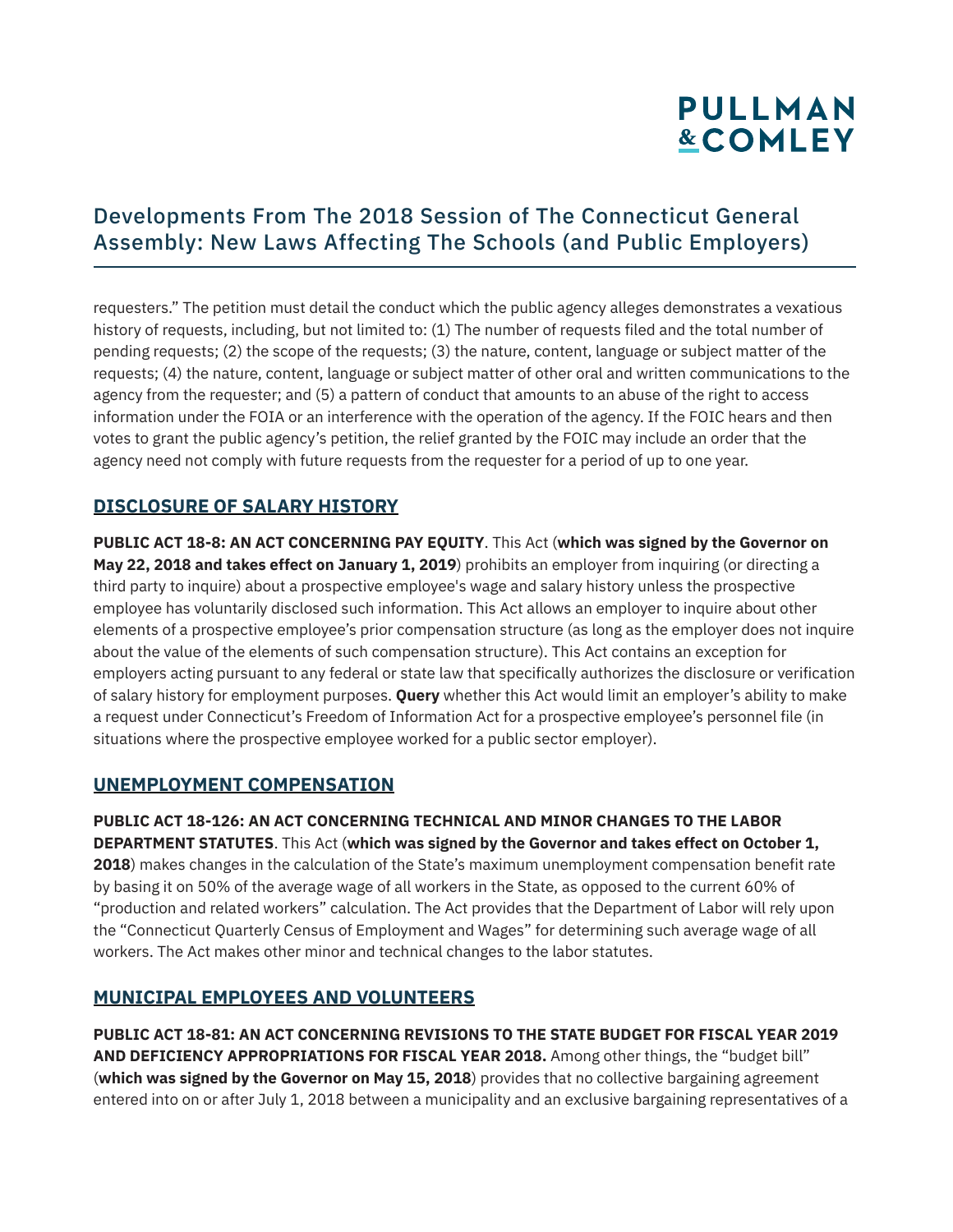requesters." The petition must detail the conduct which the public agency alleges demonstrates a vexatious history of requests, including, but not limited to: (1) The number of requests filed and the total number of pending requests; (2) the scope of the requests; (3) the nature, content, language or subject matter of the requests; (4) the nature, content, language or subject matter of other oral and written communications to the agency from the requester; and (5) a pattern of conduct that amounts to an abuse of the right to access information under the FOIA or an interference with the operation of the agency. If the FOIC hears and then votes to grant the public agency's petition, the relief granted by the FOIC may include an order that the agency need not comply with future requests from the requester for a period of up to one year.

## DISCLOSURE OF SALARY HISTORY

**PUBLIC ACT 18-8: AN ACT CONCERNING PAY EQUITY**. This Act (**which was signed by the Governor on May 22, 2018 and takes effect on January 1, 2019**) prohibits an employer from inquiring (or directing a third party to inquire) about a prospective employee's wage and salary history unless the prospective employee has voluntarily disclosed such information. This Act allows an employer to inquire about other elements of a prospective employee's prior compensation structure (as long as the employer does not inquire about the value of the elements of such compensation structure). This Act contains an exception for employers acting pursuant to any federal or state law that specifically authorizes the disclosure or verification of salary history for employment purposes. **Query** whether this Act would limit an employer's ability to make a request under Connecticut's Freedom of Information Act for a prospective employee's personnel file (in situations where the prospective employee worked for a public sector employer).

## UNEMPLOYMENT COMPENSATION

**PUBLIC ACT 18-126: AN ACT CONCERNING TECHNICAL AND MINOR CHANGES TO THE LABOR DEPARTMENT STATUTES**. This Act (**which was signed by the Governor and takes effect on October 1, 2018**) makes changes in the calculation of the State's maximum unemployment compensation benefit rate by basing it on 50% of the average wage of all workers in the State, as opposed to the current 60% of "production and related workers" calculation. The Act provides that the Department of Labor will rely upon the "Connecticut Quarterly Census of Employment and Wages" for determining such average wage of all workers. The Act makes other minor and technical changes to the labor statutes.

## MUNICIPAL EMPLOYEES AND VOLUNTEERS

**PUBLIC ACT 18-81: AN ACT CONCERNING REVISIONS TO THE STATE BUDGET FOR FISCAL YEAR 2019 AND DEFICIENCY APPROPRIATIONS FOR FISCAL YEAR 2018.** Among other things, the "budget bill" (**which was signed by the Governor on May 15, 2018**) provides that no collective bargaining agreement entered into on or after July 1, 2018 between a municipality and an exclusive bargaining representatives of a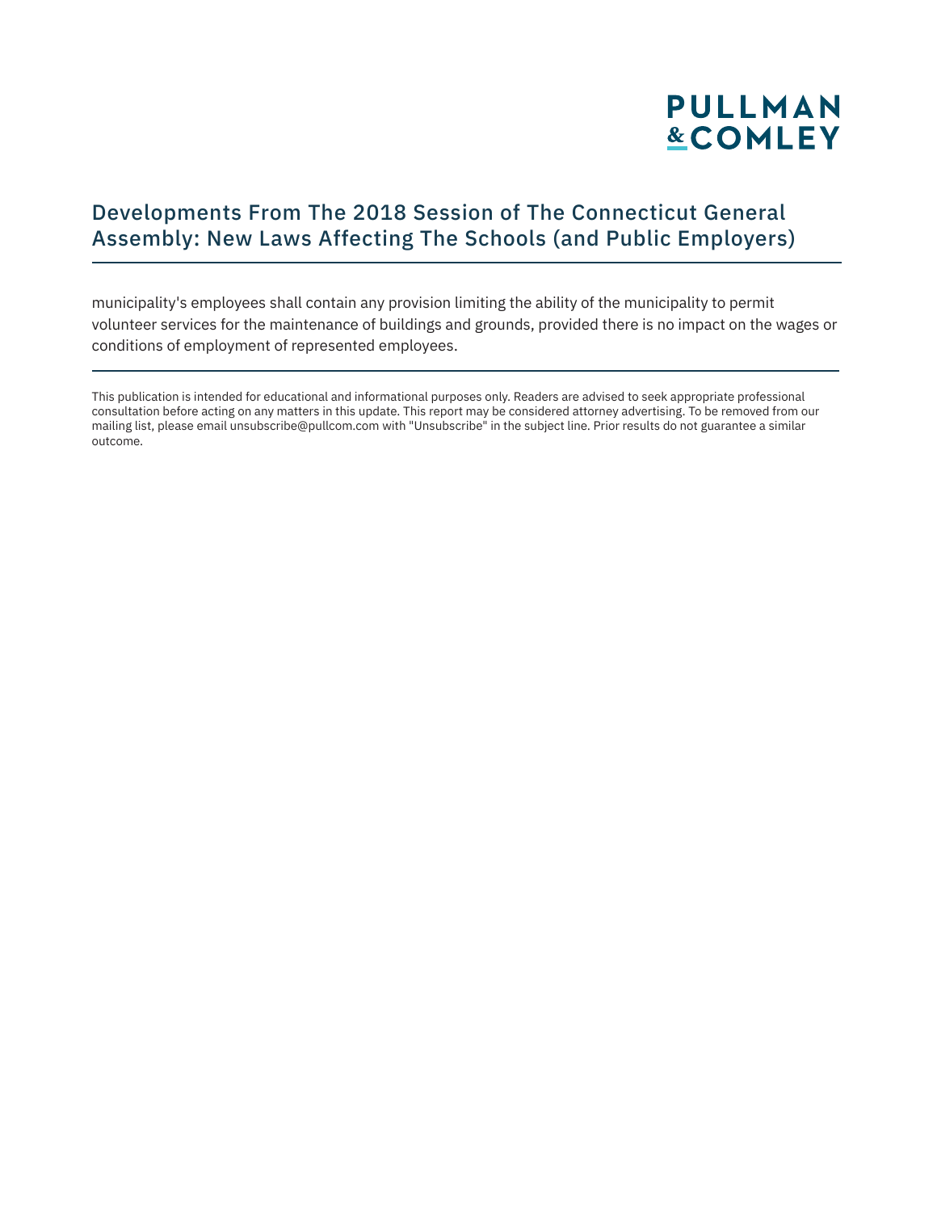municipality's employees shall contain any provision limiting the ability of the municipality to permit volunteer services for the maintenance of buildings and grounds, provided there is no impact on the wages or conditions of employment of represented employees.

---

This publication is intended for educational and informational purposes only. Readers are advised to seek appropriate professional consultation before acting on any matters in this update. This report may be considered attorney advertising. To be removed from our mailing list, please email unsubscribe@pullcom.com with "Unsubscribe" in the subject line. Prior results do not guarantee a similar outcome.